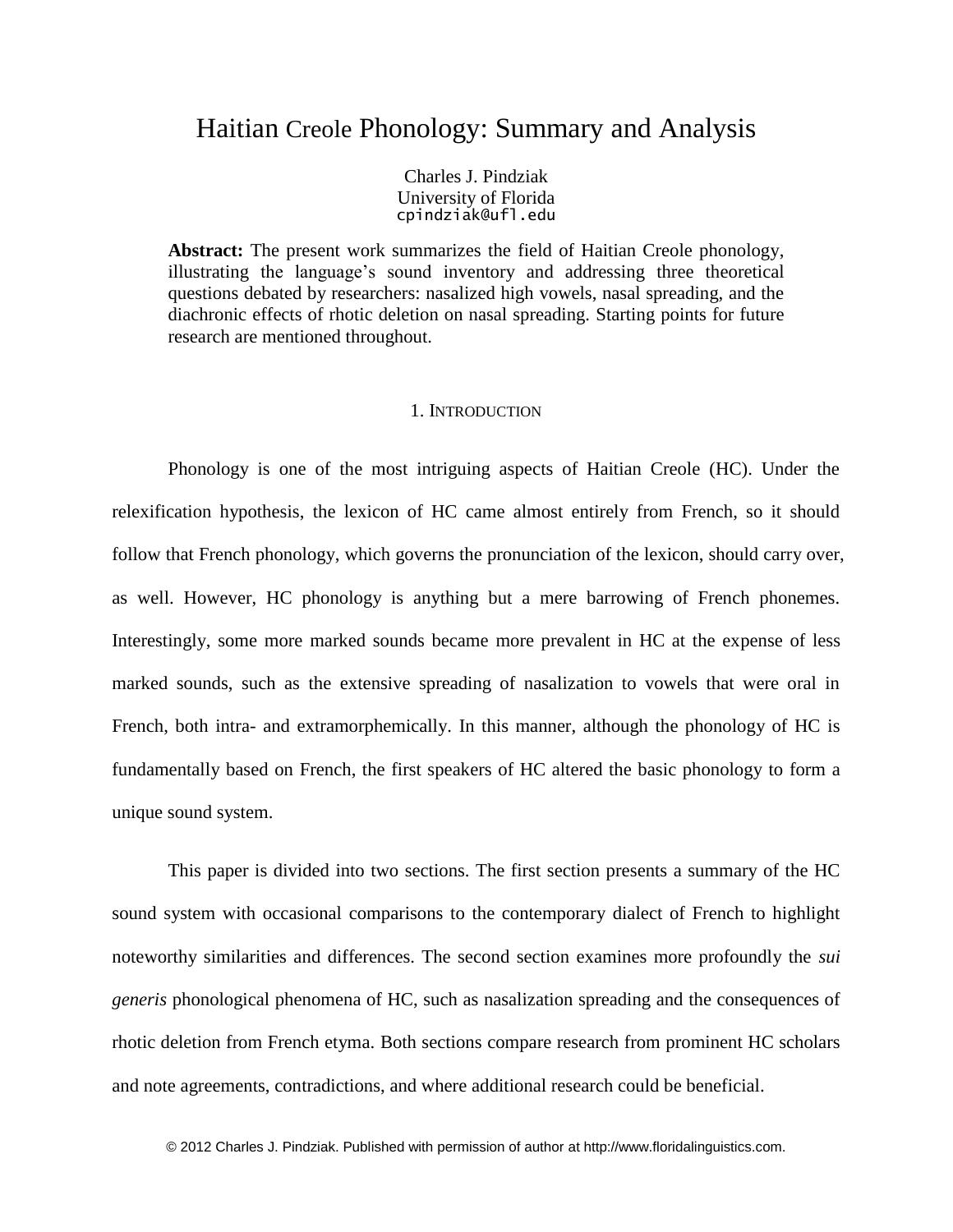# Haitian Creole Phonology: Summary and Analysis

Charles J. Pindziak
University of Florida
cpindziak@ufl.edu

**Abstract:** The present work summarizes the field of Haitian Creole phonology, illustrating the language's sound inventory and addressing three theoretical questions debated by researchers: nasalized high vowels, nasal spreading, and the diachronic effects of rhotic deletion on nasal spreading. Starting points for future research are mentioned throughout.

## 1. Introduction

Phonology is one of the most intriguing aspects of Haitian Creole (HC). Under the relexification hypothesis, the lexicon of HC came almost entirely from French, so it should follow that French phonology, which governs the pronunciation of the lexicon, should carry over, as well. However, HC phonology is anything but a mere barrowing of French phonemes. Interestingly, some more marked sounds became more prevalent in HC at the expense of less marked sounds, such as the extensive spreading of nasalization to vowels that were oral in French, both intra- and extramorphemically. In this manner, although the phonology of HC is fundamentally based on French, the first speakers of HC altered the basic phonology to form a unique sound system.

This paper is divided into two sections. The first section presents a summary of the HC sound system with occasional comparisons to the contemporary dialect of French to highlight noteworthy similarities and differences. The second section examines more profoundly the *sui generis* phonological phenomena of HC, such as nasalization spreading and the consequences of rhotic deletion from French etyma. Both sections compare research from prominent HC scholars and note agreements, contradictions, and where additional research could be beneficial.

© 2012 Charles J. Pindziak. Published with permission of author at http://www.floridalinguistics.com.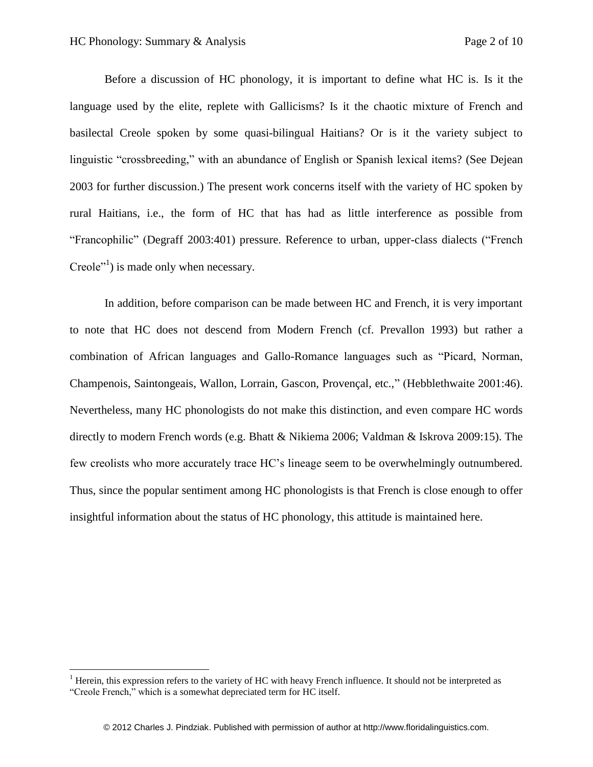Before a discussion of HC phonology, it is important to define what HC is. Is it the language used by the elite, replete with Gallicisms? Is it the chaotic mixture of French and basilectal Creole spoken by some quasi-bilingual Haitians? Or is it the variety subject to linguistic "crossbreeding," with an abundance of English or Spanish lexical items? (See Dejean 2003 for further discussion.) The present work concerns itself with the variety of HC spoken by rural Haitians, i.e., the form of HC that has had as little interference as possible from "Francophilic" (Degraff 2003:401) pressure. Reference to urban, upper-class dialects ("French Creole"[1]) is made only when necessary.

In addition, before comparison can be made between HC and French, it is very important to note that HC does not descend from Modern French (cf. Prevallon 1993) but rather a combination of African languages and Gallo-Romance languages such as "Picard, Norman, Champenois, Saintongeais, Wallon, Lorrain, Gascon, Provençal, etc.," (Hebblethwaite 2001:46). Nevertheless, many HC phonologists do not make this distinction, and even compare HC words directly to modern French words (e.g. Bhatt & Nikiema 2006; Valdman & Iskrova 2009:15). The few creolists who more accurately trace HC's lineage seem to be overwhelmingly outnumbered. Thus, since the popular sentiment among HC phonologists is that French is close enough to offer insightful information about the status of HC phonology, this attitude is maintained here.

[1] Herein, this expression refers to the variety of HC with heavy French influence. It should not be interpreted as "Creole French," which is a somewhat depreciated term for HC itself.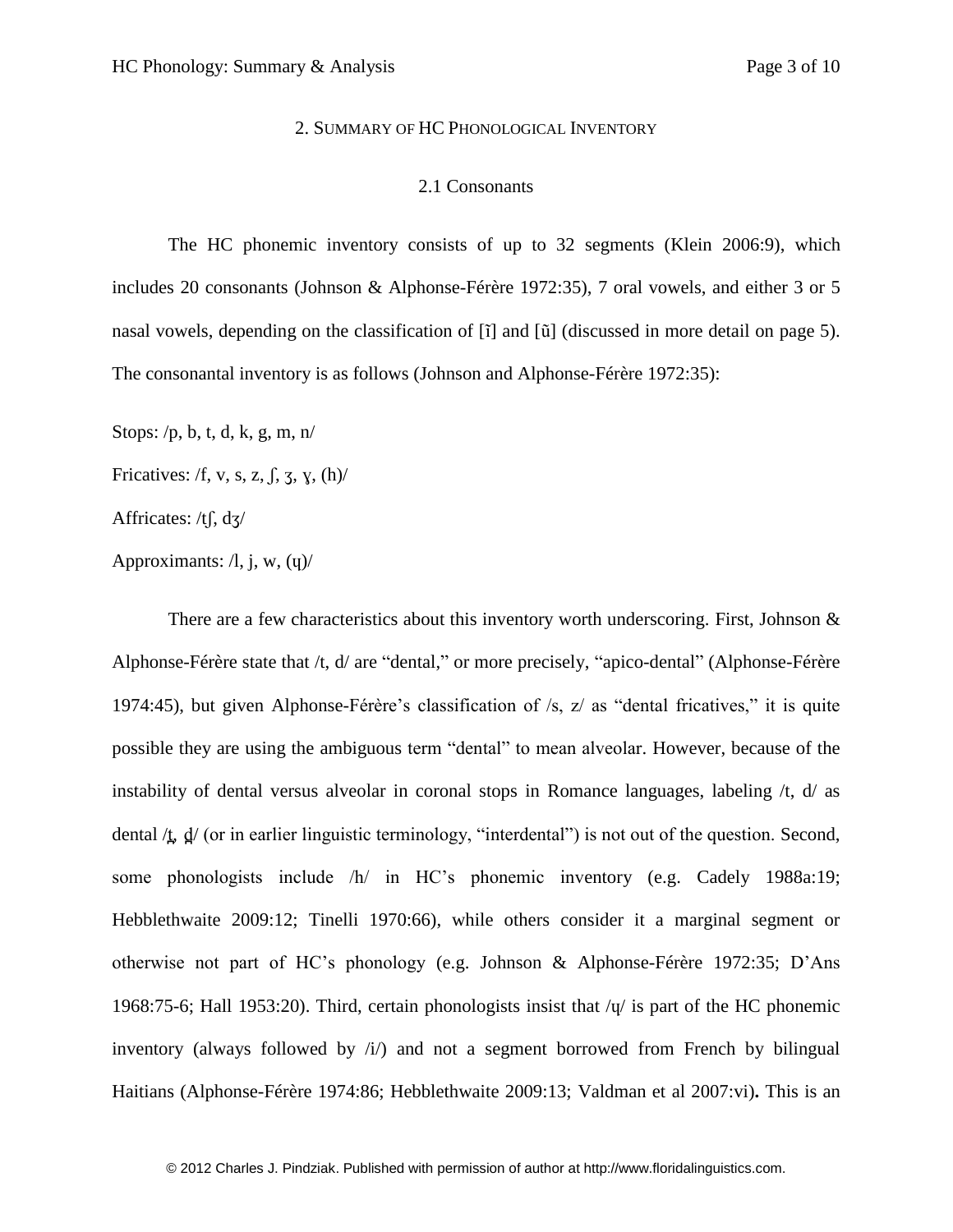## 2. Summary of HC Phonological Inventory

### 2.1 Consonants

The HC phonemic inventory consists of up to 32 segments (Klein 2006:9), which includes 20 consonants (Johnson & Alphonse-Férère 1972:35), 7 oral vowels, and either 3 or 5 nasal vowels, depending on the classification of [ĩ] and [ũ] (discussed in more detail on page 5). The consonantal inventory is as follows (Johnson and Alphonse-Férère 1972:35):

Stops: /p, b, t, d, k, g, m, n/

Fricatives: /f, v, s, z, ʃ, ʒ, ɣ, (h)/

Affricates: /tʃ, dʒ/

Approximants: /l, j, w, (ɥ)/

There are a few characteristics about this inventory worth underscoring. First, Johnson & Alphonse-Férère state that /t, d/ are "dental," or more precisely, "apico-dental" (Alphonse-Férère 1974:45), but given Alphonse-Férère's classification of /s, z/ as "dental fricatives," it is quite possible they are using the ambiguous term "dental" to mean alveolar. However, because of the instability of dental versus alveolar in coronal stops in Romance languages, labeling /t, d/ as dental /t̪, d̪/ (or in earlier linguistic terminology, "interdental") is not out of the question. Second, some phonologists include /h/ in HC's phonemic inventory (e.g. Cadely 1988a:19; Hebblethwaite 2009:12; Tinelli 1970:66), while others consider it a marginal segment or otherwise not part of HC's phonology (e.g. Johnson & Alphonse-Férère 1972:35; D'Ans 1968:75-6; Hall 1953:20). Third, certain phonologists insist that /ɥ/ is part of the HC phonemic inventory (always followed by /i/) and not a segment borrowed from French by bilingual Haitians (Alphonse-Férère 1974:86; Hebblethwaite 2009:13; Valdman et al 2007:vi)**.** This is an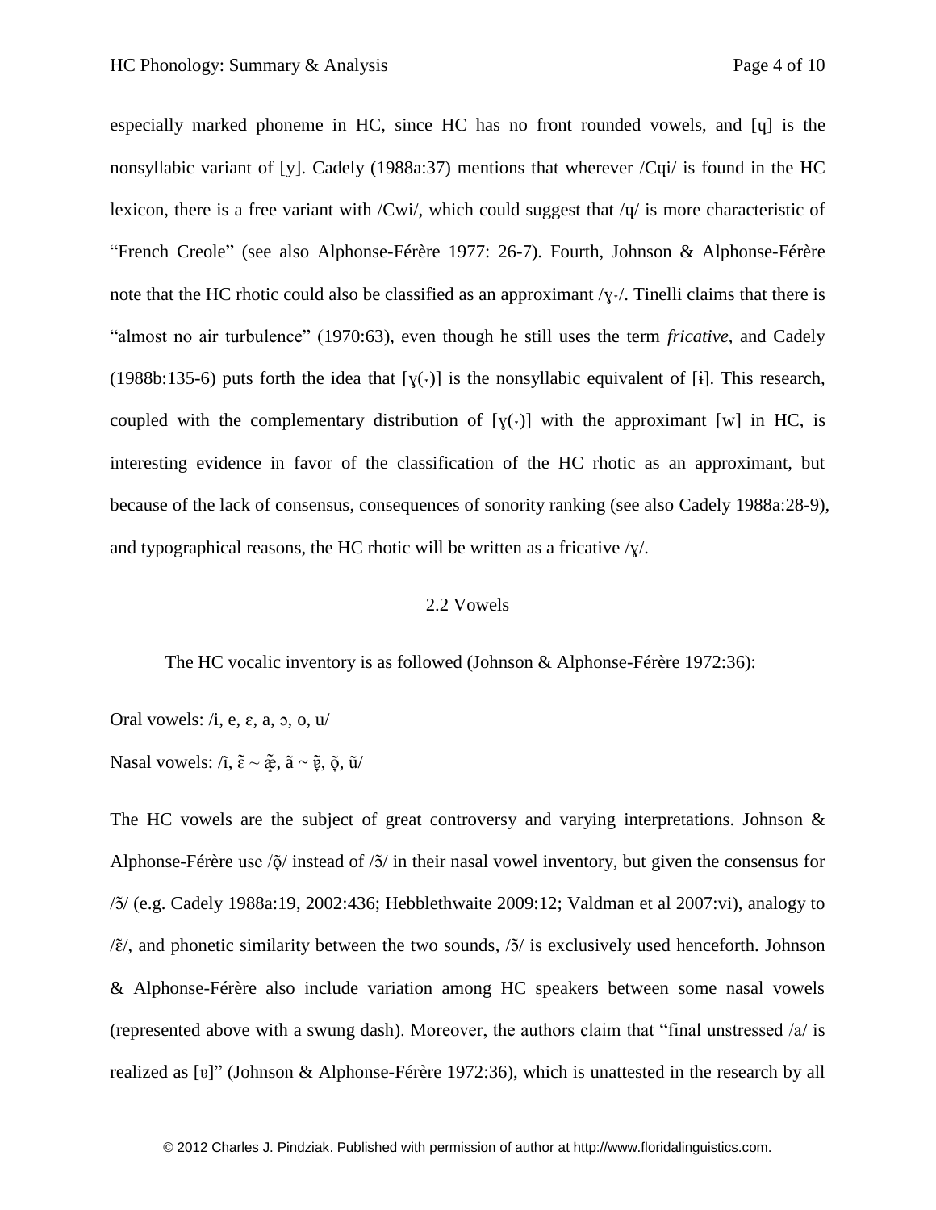especially marked phoneme in HC, since HC has no front rounded vowels, and [ɥ] is the nonsyllabic variant of [y]. Cadely (1988a:37) mentions that wherever /Cɥi/ is found in the HC lexicon, there is a free variant with /Cwi/, which could suggest that /ɥ/ is more characteristic of "French Creole" (see also Alphonse-Férère 1977: 26-7). Fourth, Johnson & Alphonse-Férère note that the HC rhotic could also be classified as an approximant /ɣ˔/. Tinelli claims that there is "almost no air turbulence" (1970:63), even though he still uses the term *fricative*, and Cadely (1988b:135-6) puts forth the idea that [ɣ(˔)] is the nonsyllabic equivalent of [ɨ]. This research, coupled with the complementary distribution of [ɣ(˔)] with the approximant [w] in HC, is interesting evidence in favor of the classification of the HC rhotic as an approximant, but because of the lack of consensus, consequences of sonority ranking (see also Cadely 1988a:28-9), and typographical reasons, the HC rhotic will be written as a fricative /ɣ/.

## 2.2 Vowels

The HC vocalic inventory is as followed (Johnson & Alphonse-Férère 1972:36):

Oral vowels: /i, e, ɛ, a, ɔ, o, u/

Nasal vowels: /ĩ, ɛ̃ ~ æ̹̃, ã ~ ɐ̹̃, õ̹, ũ/

The HC vowels are the subject of great controversy and varying interpretations. Johnson & Alphonse-Férère use /õ̹/ instead of /ɔ̃/ in their nasal vowel inventory, but given the consensus for /ɔ̃/ (e.g. Cadely 1988a:19, 2002:436; Hebblethwaite 2009:12; Valdman et al 2007:vi), analogy to /ɛ̃/, and phonetic similarity between the two sounds, /ɔ̃/ is exclusively used henceforth. Johnson & Alphonse-Férère also include variation among HC speakers between some nasal vowels (represented above with a swung dash). Moreover, the authors claim that "final unstressed /a/ is realized as [ɐ]" (Johnson & Alphonse-Férère 1972:36), which is unattested in the research by all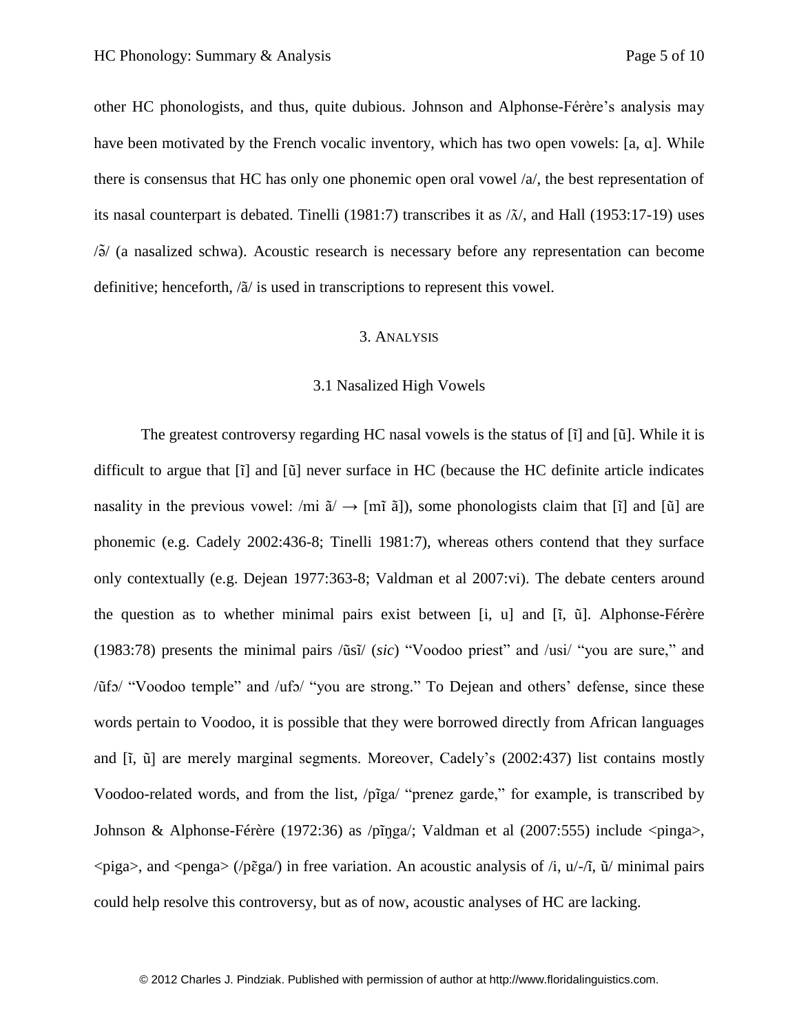other HC phonologists, and thus, quite dubious. Johnson and Alphonse-Férère's analysis may have been motivated by the French vocalic inventory, which has two open vowels: [a, ɑ]. While there is consensus that HC has only one phonemic open oral vowel /a/, the best representation of its nasal counterpart is debated. Tinelli (1981:7) transcribes it as /ʌ̃/, and Hall (1953:17-19) uses /ə̃/ (a nasalized schwa). Acoustic research is necessary before any representation can become definitive; henceforth, /ã/ is used in transcriptions to represent this vowel.

## 3. Analysis

### 3.1 Nasalized High Vowels

The greatest controversy regarding HC nasal vowels is the status of [ĩ] and [ũ]. While it is difficult to argue that [ĩ] and [ũ] never surface in HC (because the HC definite article indicates nasality in the previous vowel: /mi ã/ → [mĩ ã]), some phonologists claim that [ĩ] and [ũ] are phonemic (e.g. Cadely 2002:436-8; Tinelli 1981:7), whereas others contend that they surface only contextually (e.g. Dejean 1977:363-8; Valdman et al 2007:vi). The debate centers around the question as to whether minimal pairs exist between [i, u] and [ĩ, ũ]. Alphonse-Férère (1983:78) presents the minimal pairs /ũsĩ/ (*sic*) "Voodoo priest" and /usi/ "you are sure," and /ũfɔ/ "Voodoo temple" and /ufɔ/ "you are strong." To Dejean and others' defense, since these words pertain to Voodoo, it is possible that they were borrowed directly from African languages and [ĩ, ũ] are merely marginal segments. Moreover, Cadely's (2002:437) list contains mostly Voodoo-related words, and from the list, /pĩga/ "prenez garde," for example, is transcribed by Johnson & Alphonse-Férère (1972:36) as /pĩŋga/; Valdman et al (2007:555) include <pinga>, <piga>, and <penga> (/pɛ̃ga/) in free variation. An acoustic analysis of /i, u/-/ĩ, ũ/ minimal pairs could help resolve this controversy, but as of now, acoustic analyses of HC are lacking.

© 2012 Charles J. Pindziak. Published with permission of author at http://www.floridalinguistics.com.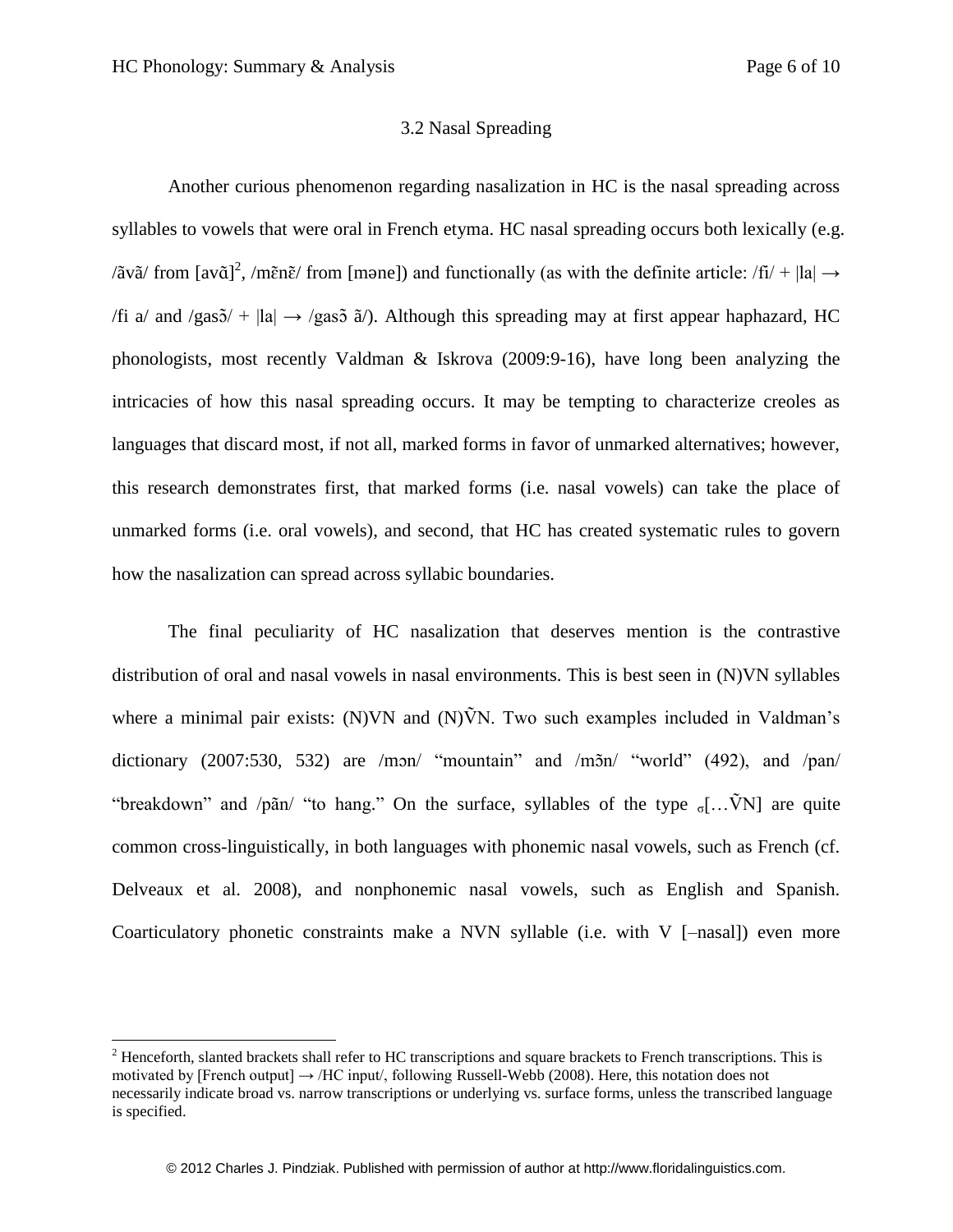### 3.2 Nasal Spreading

Another curious phenomenon regarding nasalization in HC is the nasal spreading across syllables to vowels that were oral in French etyma. HC nasal spreading occurs both lexically (e.g. /ãvã/ from [avɑ̃][2], /mɛ̃nɛ̃/ from [məne]) and functionally (as with the definite article: /fi/ + |la| → /fi a/ and /gasɔ̃/ + |la| → /gasɔ̃ ã/). Although this spreading may at first appear haphazard, HC phonologists, most recently Valdman & Iskrova (2009:9-16), have long been analyzing the intricacies of how this nasal spreading occurs. It may be tempting to characterize creoles as languages that discard most, if not all, marked forms in favor of unmarked alternatives; however, this research demonstrates first, that marked forms (i.e. nasal vowels) can take the place of unmarked forms (i.e. oral vowels), and second, that HC has created systematic rules to govern how the nasalization can spread across syllabic boundaries.

The final peculiarity of HC nasalization that deserves mention is the contrastive distribution of oral and nasal vowels in nasal environments. This is best seen in (N)VN syllables where a minimal pair exists: (N)VN and (N)ṼN. Two such examples included in Valdman's dictionary (2007:530, 532) are /mɔn/ "mountain" and /mɔ̃n/ "world" (492), and /pan/ "breakdown" and /pãn/ "to hang." On the surface, syllables of the type $_{\sigma}$[…ṼN] are quite common cross-linguistically, in both languages with phonemic nasal vowels, such as French (cf. Delveaux et al. 2008), and nonphonemic nasal vowels, such as English and Spanish. Coarticulatory phonetic constraints make a NVN syllable (i.e. with V [–nasal]) even more

[2] Henceforth, slanted brackets shall refer to HC transcriptions and square brackets to French transcriptions. This is motivated by [French output] → /HC input/, following Russell-Webb (2008). Here, this notation does not necessarily indicate broad vs. narrow transcriptions or underlying vs. surface forms, unless the transcribed language is specified.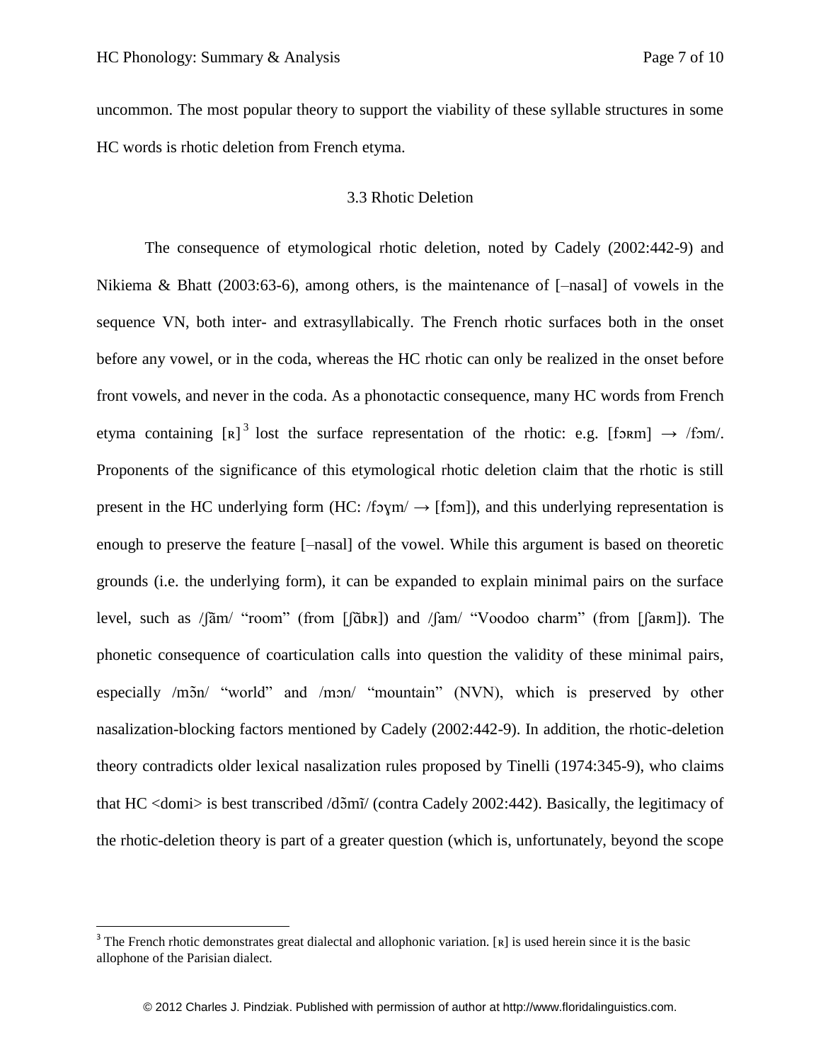uncommon. The most popular theory to support the viability of these syllable structures in some HC words is rhotic deletion from French etyma.

### 3.3 Rhotic Deletion

The consequence of etymological rhotic deletion, noted by Cadely (2002:442-9) and Nikiema & Bhatt (2003:63-6), among others, is the maintenance of [–nasal] of vowels in the sequence VN, both inter- and extrasyllabically. The French rhotic surfaces both in the onset before any vowel, or in the coda, whereas the HC rhotic can only be realized in the onset before front vowels, and never in the coda. As a phonotactic consequence, many HC words from French etyma containing [ʀ][3] lost the surface representation of the rhotic: e.g. [fɔʀm] → /fɔm/. Proponents of the significance of this etymological rhotic deletion claim that the rhotic is still present in the HC underlying form (HC: /fɔɣm/ → [fɔm]), and this underlying representation is enough to preserve the feature [–nasal] of the vowel. While this argument is based on theoretic grounds (i.e. the underlying form), it can be expanded to explain minimal pairs on the surface level, such as /ʃãm/ "room" (from [ʃãbʀ]) and /ʃam/ "Voodoo charm" (from [ʃaʀm]). The phonetic consequence of coarticulation calls into question the validity of these minimal pairs, especially /mɔ̃n/ "world" and /mɔn/ "mountain" (NVN), which is preserved by other nasalization-blocking factors mentioned by Cadely (2002:442-9). In addition, the rhotic-deletion theory contradicts older lexical nasalization rules proposed by Tinelli (1974:345-9), who claims that HC <domi> is best transcribed /dɔ̃mĩ/ (contra Cadely 2002:442). Basically, the legitimacy of the rhotic-deletion theory is part of a greater question (which is, unfortunately, beyond the scope

[3] The French rhotic demonstrates great dialectal and allophonic variation. [ʀ] is used herein since it is the basic allophone of the Parisian dialect.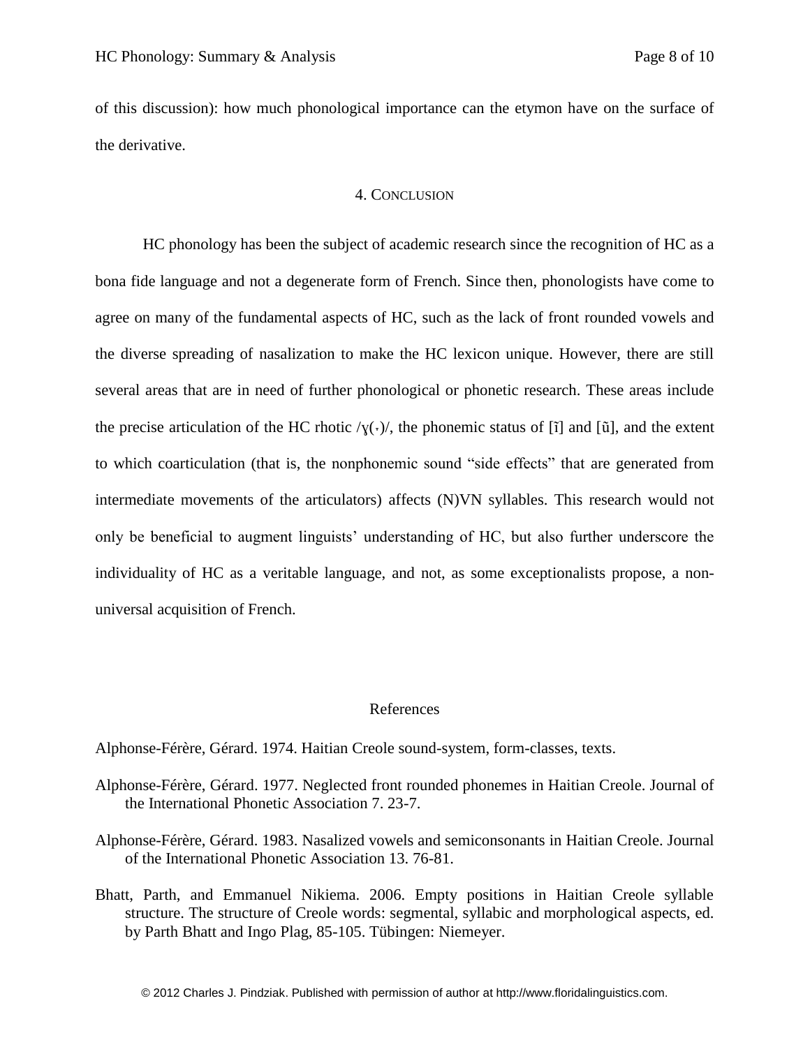of this discussion): how much phonological importance can the etymon have on the surface of the derivative.

## 4. Conclusion

HC phonology has been the subject of academic research since the recognition of HC as a bona fide language and not a degenerate form of French. Since then, phonologists have come to agree on many of the fundamental aspects of HC, such as the lack of front rounded vowels and the diverse spreading of nasalization to make the HC lexicon unique. However, there are still several areas that are in need of further phonological or phonetic research. These areas include the precise articulation of the HC rhotic /ɣ(˔)/, the phonemic status of [ĩ] and [ũ], and the extent to which coarticulation (that is, the nonphonemic sound "side effects" that are generated from intermediate movements of the articulators) affects (N)VN syllables. This research would not only be beneficial to augment linguists' understanding of HC, but also further underscore the individuality of HC as a veritable language, and not, as some exceptionalists propose, a non-universal acquisition of French.

## References

Alphonse-Férère, Gérard. 1974. Haitian Creole sound-system, form-classes, texts.

Alphonse-Férère, Gérard. 1977. Neglected front rounded phonemes in Haitian Creole. Journal of the International Phonetic Association 7. 23-7.

Alphonse-Férère, Gérard. 1983. Nasalized vowels and semiconsonants in Haitian Creole. Journal of the International Phonetic Association 13. 76-81.

Bhatt, Parth, and Emmanuel Nikiema. 2006. Empty positions in Haitian Creole syllable structure. The structure of Creole words: segmental, syllabic and morphological aspects, ed. by Parth Bhatt and Ingo Plag, 85-105. Tübingen: Niemeyer.

© 2012 Charles J. Pindziak. Published with permission of author at http://www.floridalinguistics.com.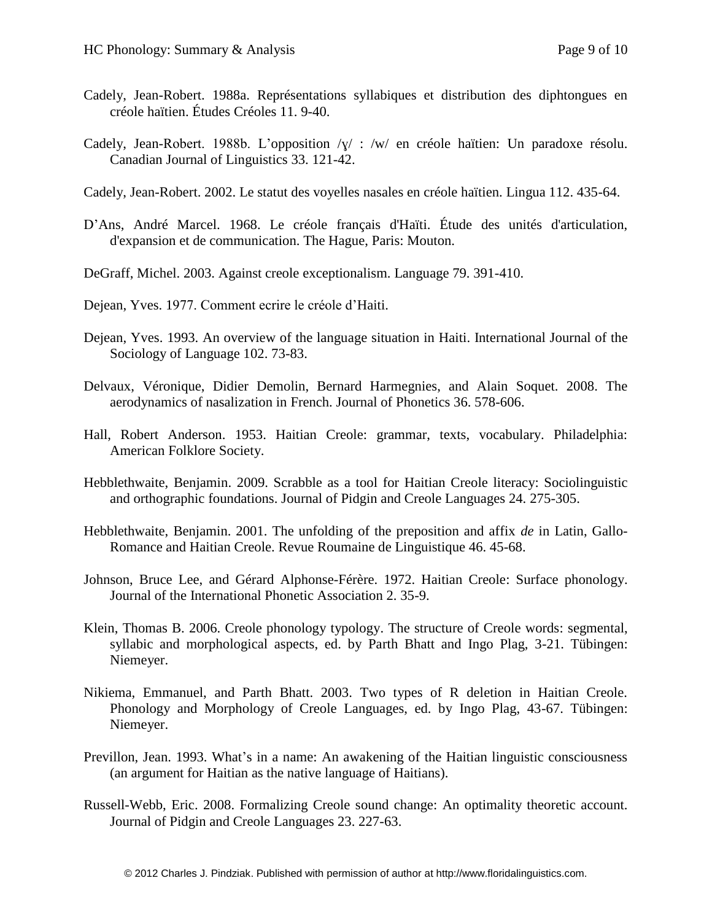Cadely, Jean-Robert. 1988a. Représentations syllabiques et distribution des diphtongues en créole haïtien. Études Créoles 11. 9-40.

Cadely, Jean-Robert. 1988b. L'opposition /ɣ/ : /w/ en créole haïtien: Un paradoxe résolu. Canadian Journal of Linguistics 33. 121-42.

Cadely, Jean-Robert. 2002. Le statut des voyelles nasales en créole haïtien. Lingua 112. 435-64.

D'Ans, André Marcel. 1968. Le créole français d'Haïti. Étude des unités d'articulation, d'expansion et de communication. The Hague, Paris: Mouton.

DeGraff, Michel. 2003. Against creole exceptionalism. Language 79. 391-410.

Dejean, Yves. 1977. Comment ecrire le créole d'Haiti.

Dejean, Yves. 1993. An overview of the language situation in Haiti. International Journal of the Sociology of Language 102. 73-83.

Delvaux, Véronique, Didier Demolin, Bernard Harmegnies, and Alain Soquet. 2008. The aerodynamics of nasalization in French. Journal of Phonetics 36. 578-606.

Hall, Robert Anderson. 1953. Haitian Creole: grammar, texts, vocabulary. Philadelphia: American Folklore Society.

Hebblethwaite, Benjamin. 2009. Scrabble as a tool for Haitian Creole literacy: Sociolinguistic and orthographic foundations. Journal of Pidgin and Creole Languages 24. 275-305.

Hebblethwaite, Benjamin. 2001. The unfolding of the preposition and affix *de* in Latin, Gallo-Romance and Haitian Creole. Revue Roumaine de Linguistique 46. 45-68.

Johnson, Bruce Lee, and Gérard Alphonse-Férère. 1972. Haitian Creole: Surface phonology. Journal of the International Phonetic Association 2. 35-9.

Klein, Thomas B. 2006. Creole phonology typology. The structure of Creole words: segmental, syllabic and morphological aspects, ed. by Parth Bhatt and Ingo Plag, 3-21. Tübingen: Niemeyer.

Nikiema, Emmanuel, and Parth Bhatt. 2003. Two types of R deletion in Haitian Creole. Phonology and Morphology of Creole Languages, ed. by Ingo Plag, 43-67. Tübingen: Niemeyer.

Previllon, Jean. 1993. What's in a name: An awakening of the Haitian linguistic consciousness (an argument for Haitian as the native language of Haitians).

Russell-Webb, Eric. 2008. Formalizing Creole sound change: An optimality theoretic account. Journal of Pidgin and Creole Languages 23. 227-63.

© 2012 Charles J. Pindziak. Published with permission of author at http://www.floridalinguistics.com.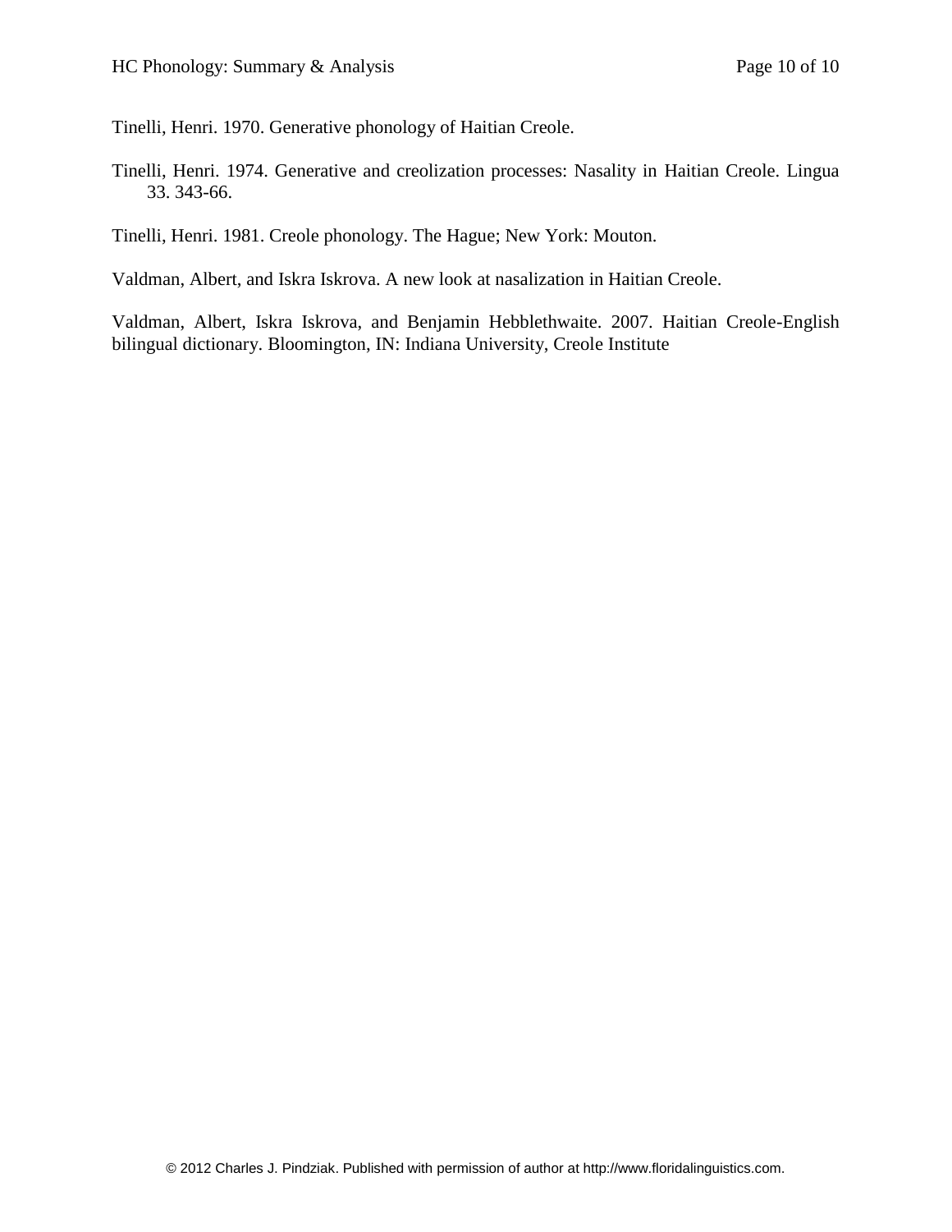Tinelli, Henri. 1970. Generative phonology of Haitian Creole.

Tinelli, Henri. 1974. Generative and creolization processes: Nasality in Haitian Creole. Lingua 33. 343-66.

Tinelli, Henri. 1981. Creole phonology. The Hague; New York: Mouton.

Valdman, Albert, and Iskra Iskrova. A new look at nasalization in Haitian Creole.

Valdman, Albert, Iskra Iskrova, and Benjamin Hebblethwaite. 2007. Haitian Creole-English bilingual dictionary. Bloomington, IN: Indiana University, Creole Institute

© 2012 Charles J. Pindziak. Published with permission of author at http://www.floridalinguistics.com.